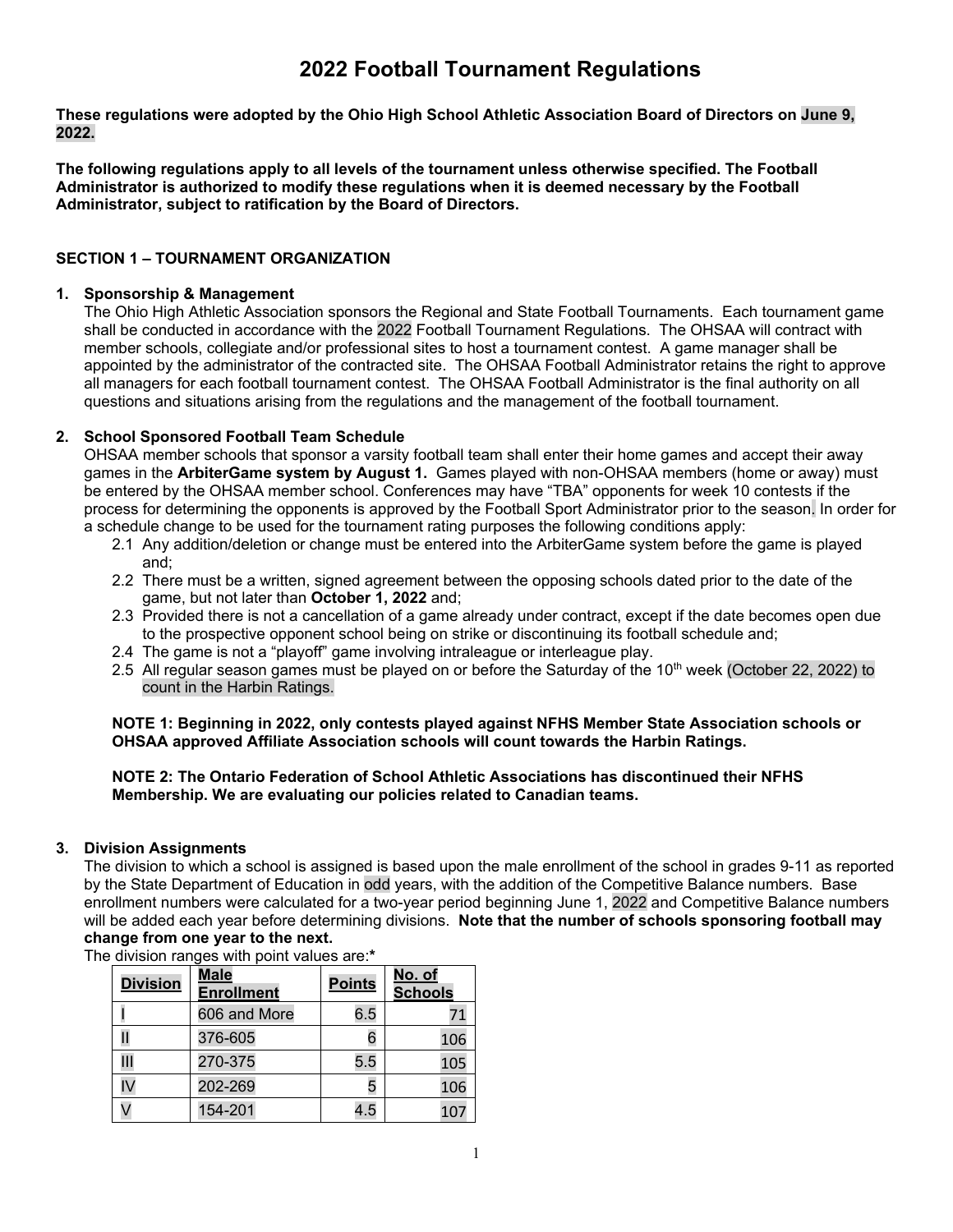# 2022 Football Tournament Regulations

**These regulations were adopted by the Ohio High School Athletic Association Board of Directors on June 9, 2022.**

**The following regulations apply to all levels of the tournament unless otherwise specified. The Football Administrator is authorized to modify these regulations when it is deemed necessary by the Football Administrator, subject to ratification by the Board of Directors.**

## SECTION 1 – TOURNAMENT ORGANIZATION

### 1. Sponsorship & Management

The Ohio High Athletic Association sponsors the Regional and State Football Tournaments. Each tournament game shall be conducted in accordance with the 2022 Football Tournament Regulations. The OHSAA will contract with member schools, collegiate and/or professional sites to host a tournament contest. A game manager shall be appointed by the administrator of the contracted site. The OHSAA Football Administrator retains the right to approve all managers for each football tournament contest. The OHSAA Football Administrator is the final authority on all questions and situations arising from the regulations and the management of the football tournament.

### 2. School Sponsored Football Team Schedule

OHSAA member schools that sponsor a varsity football team shall enter their home games and accept their away games in the **ArbiterGame system by August 1.** Games played with non-OHSAA members (home or away) must be entered by the OHSAA member school. Conferences may have "TBA" opponents for week 10 contests if the process for determining the opponents is approved by the Football Sport Administrator prior to the season. In order for a schedule change to be used for the tournament rating purposes the following conditions apply:

2.1 Any addition/deletion or change must be entered into the ArbiterGame system before the game is played and;

2.2 There must be a written, signed agreement between the opposing schools dated prior to the date of the game, but not later than **October 1, 2022** and;

2.3 Provided there is not a cancellation of a game already under contract, except if the date becomes open due to the prospective opponent school being on strike or discontinuing its football schedule and;

2.4 The game is not a "playoff" game involving intraleague or interleague play.

2.5 All regular season games must be played on or before the Saturday of the 10th week (October 22, 2022) to count in the Harbin Ratings.

**NOTE 1: Beginning in 2022, only contests played against NFHS Member State Association schools or OHSAA approved Affiliate Association schools will count towards the Harbin Ratings.**

**NOTE 2: The Ontario Federation of School Athletic Associations has discontinued their NFHS Membership. We are evaluating our policies related to Canadian teams.**

### 3. Division Assignments

The division to which a school is assigned is based upon the male enrollment of the school in grades 9-11 as reported by the State Department of Education in odd years, with the addition of the Competitive Balance numbers. Base enrollment numbers were calculated for a two-year period beginning June 1, 2022 and Competitive Balance numbers will be added each year before determining divisions. **Note that the number of schools sponsoring football may change from one year to the next.**

The division ranges with point values are:*

| Division | Male Enrollment | Points | No. of Schools |
|---|---|---|---|
| I | 606 and More | 6.5 | 71 |
| II | 376-605 | 6 | 106 |
| III | 270-375 | 5.5 | 105 |
| IV | 202-269 | 5 | 106 |
| V | 154-201 | 4.5 | 107 |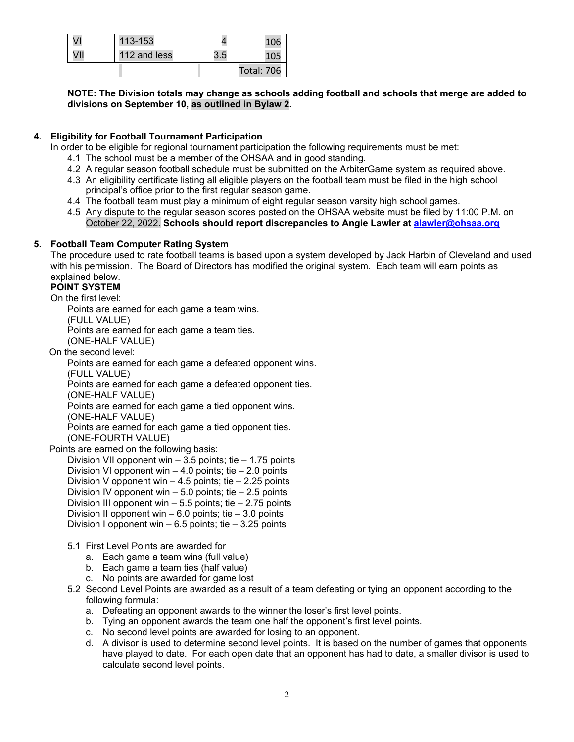| VI | 113-153 | 4 | 106 |
| --- | --- | --- | --- |
| VII | 112 and less | 3.5 | 105 |
| | | | Total: 706 |

**NOTE: The Division totals may change as schools adding football and schools that merge are added to divisions on September 10, as outlined in Bylaw 2.**

## 4. Eligibility for Football Tournament Participation

In order to be eligible for regional tournament participation the following requirements must be met:

- 4.1 The school must be a member of the OHSAA and in good standing.
- 4.2 A regular season football schedule must be submitted on the ArbiterGame system as required above.
- 4.3 An eligibility certificate listing all eligible players on the football team must be filed in the high school principal's office prior to the first regular season game.
- 4.4 The football team must play a minimum of eight regular season varsity high school games.
- 4.5 Any dispute to the regular season scores posted on the OHSAA website must be filed by 11:00 P.M. on October 22, 2022. **Schools should report discrepancies to Angie Lawler at alawler@ohsaa.org**

## 5. Football Team Computer Rating System

The procedure used to rate football teams is based upon a system developed by Jack Harbin of Cleveland and used with his permission. The Board of Directors has modified the original system. Each team will earn points as explained below.

**POINT SYSTEM**

On the first level:

Points are earned for each game a team wins.
(FULL VALUE)
Points are earned for each game a team ties.
(ONE-HALF VALUE)

On the second level:

Points are earned for each game a defeated opponent wins.
(FULL VALUE)
Points are earned for each game a defeated opponent ties.
(ONE-HALF VALUE)
Points are earned for each game a tied opponent wins.
(ONE-HALF VALUE)
Points are earned for each game a tied opponent ties.
(ONE-FOURTH VALUE)

Points are earned on the following basis:

Division VII opponent win – 3.5 points; tie – 1.75 points
Division VI opponent win – 4.0 points; tie – 2.0 points
Division V opponent win – 4.5 points; tie – 2.25 points
Division IV opponent win – 5.0 points; tie – 2.5 points
Division III opponent win – 5.5 points; tie – 2.75 points
Division II opponent win – 6.0 points; tie – 3.0 points
Division I opponent win – 6.5 points; tie – 3.25 points

- 5.1 First Level Points are awarded for
  - a. Each game a team wins (full value)
  - b. Each game a team ties (half value)
  - c. No points are awarded for game lost
- 5.2 Second Level Points are awarded as a result of a team defeating or tying an opponent according to the following formula:
  - a. Defeating an opponent awards to the winner the loser's first level points.
  - b. Tying an opponent awards the team one half the opponent's first level points.
  - c. No second level points are awarded for losing to an opponent.
  - d. A divisor is used to determine second level points. It is based on the number of games that opponents have played to date. For each open date that an opponent has had to date, a smaller divisor is used to calculate second level points.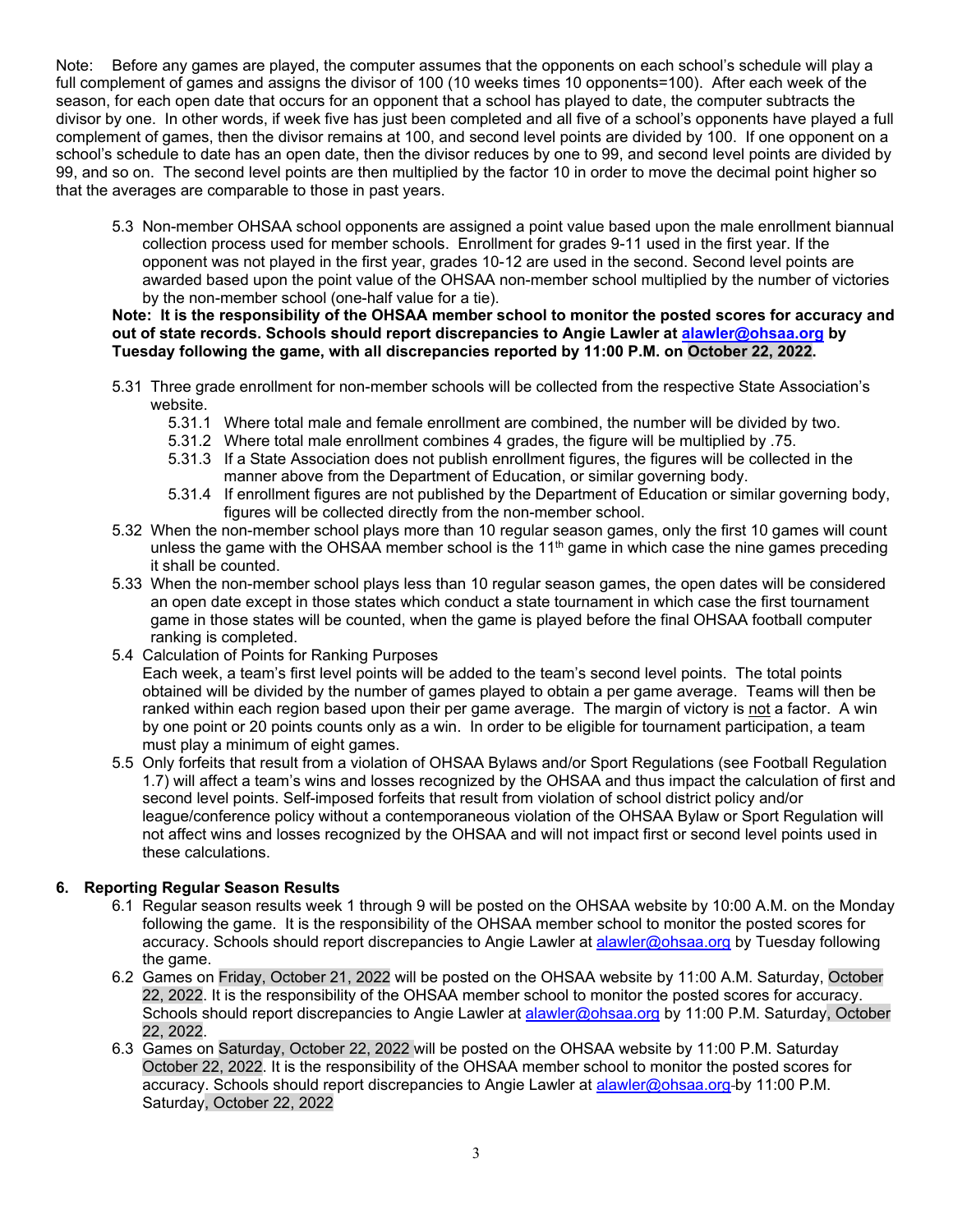Note: Before any games are played, the computer assumes that the opponents on each school's schedule will play a full complement of games and assigns the divisor of 100 (10 weeks times 10 opponents=100). After each week of the season, for each open date that occurs for an opponent that a school has played to date, the computer subtracts the divisor by one. In other words, if week five has just been completed and all five of a school's opponents have played a full complement of games, then the divisor remains at 100, and second level points are divided by 100. If one opponent on a school's schedule to date has an open date, then the divisor reduces by one to 99, and second level points are divided by 99, and so on. The second level points are then multiplied by the factor 10 in order to move the decimal point higher so that the averages are comparable to those in past years.

5.3 Non-member OHSAA school opponents are assigned a point value based upon the male enrollment biannual collection process used for member schools. Enrollment for grades 9-11 used in the first year. If the opponent was not played in the first year, grades 10-12 are used in the second. Second level points are awarded based upon the point value of the OHSAA non-member school multiplied by the number of victories by the non-member school (one-half value for a tie).

**Note: It is the responsibility of the OHSAA member school to monitor the posted scores for accuracy and out of state records. Schools should report discrepancies to Angie Lawler at alawler@ohsaa.org by Tuesday following the game, with all discrepancies reported by 11:00 P.M. on October 22, 2022.**

5.31 Three grade enrollment for non-member schools will be collected from the respective State Association's website.
- 5.31.1 Where total male and female enrollment are combined, the number will be divided by two.
- 5.31.2 Where total male enrollment combines 4 grades, the figure will be multiplied by .75.
- 5.31.3 If a State Association does not publish enrollment figures, the figures will be collected in the manner above from the Department of Education, or similar governing body.
- 5.31.4 If enrollment figures are not published by the Department of Education or similar governing body, figures will be collected directly from the non-member school.

5.32 When the non-member school plays more than 10 regular season games, only the first 10 games will count unless the game with the OHSAA member school is the 11th game in which case the nine games preceding it shall be counted.

5.33 When the non-member school plays less than 10 regular season games, the open dates will be considered an open date except in those states which conduct a state tournament in which case the first tournament game in those states will be counted, when the game is played before the final OHSAA football computer ranking is completed.

5.4 Calculation of Points for Ranking Purposes
Each week, a team's first level points will be added to the team's second level points. The total points obtained will be divided by the number of games played to obtain a per game average. Teams will then be ranked within each region based upon their per game average. The margin of victory is not a factor. A win by one point or 20 points counts only as a win. In order to be eligible for tournament participation, a team must play a minimum of eight games.

5.5 Only forfeits that result from a violation of OHSAA Bylaws and/or Sport Regulations (see Football Regulation 1.7) will affect a team's wins and losses recognized by the OHSAA and thus impact the calculation of first and second level points. Self-imposed forfeits that result from violation of school district policy and/or league/conference policy without a contemporaneous violation of the OHSAA Bylaw or Sport Regulation will not affect wins and losses recognized by the OHSAA and will not impact first or second level points used in these calculations.

## 6. Reporting Regular Season Results

6.1 Regular season results week 1 through 9 will be posted on the OHSAA website by 10:00 A.M. on the Monday following the game. It is the responsibility of the OHSAA member school to monitor the posted scores for accuracy. Schools should report discrepancies to Angie Lawler at alawler@ohsaa.org by Tuesday following the game.

6.2 Games on Friday, October 21, 2022 will be posted on the OHSAA website by 11:00 A.M. Saturday, October 22, 2022. It is the responsibility of the OHSAA member school to monitor the posted scores for accuracy. Schools should report discrepancies to Angie Lawler at alawler@ohsaa.org by 11:00 P.M. Saturday, October 22, 2022.

6.3 Games on Saturday, October 22, 2022 will be posted on the OHSAA website by 11:00 P.M. Saturday October 22, 2022. It is the responsibility of the OHSAA member school to monitor the posted scores for accuracy. Schools should report discrepancies to Angie Lawler at alawler@ohsaa.org by 11:00 P.M. Saturday, October 22, 2022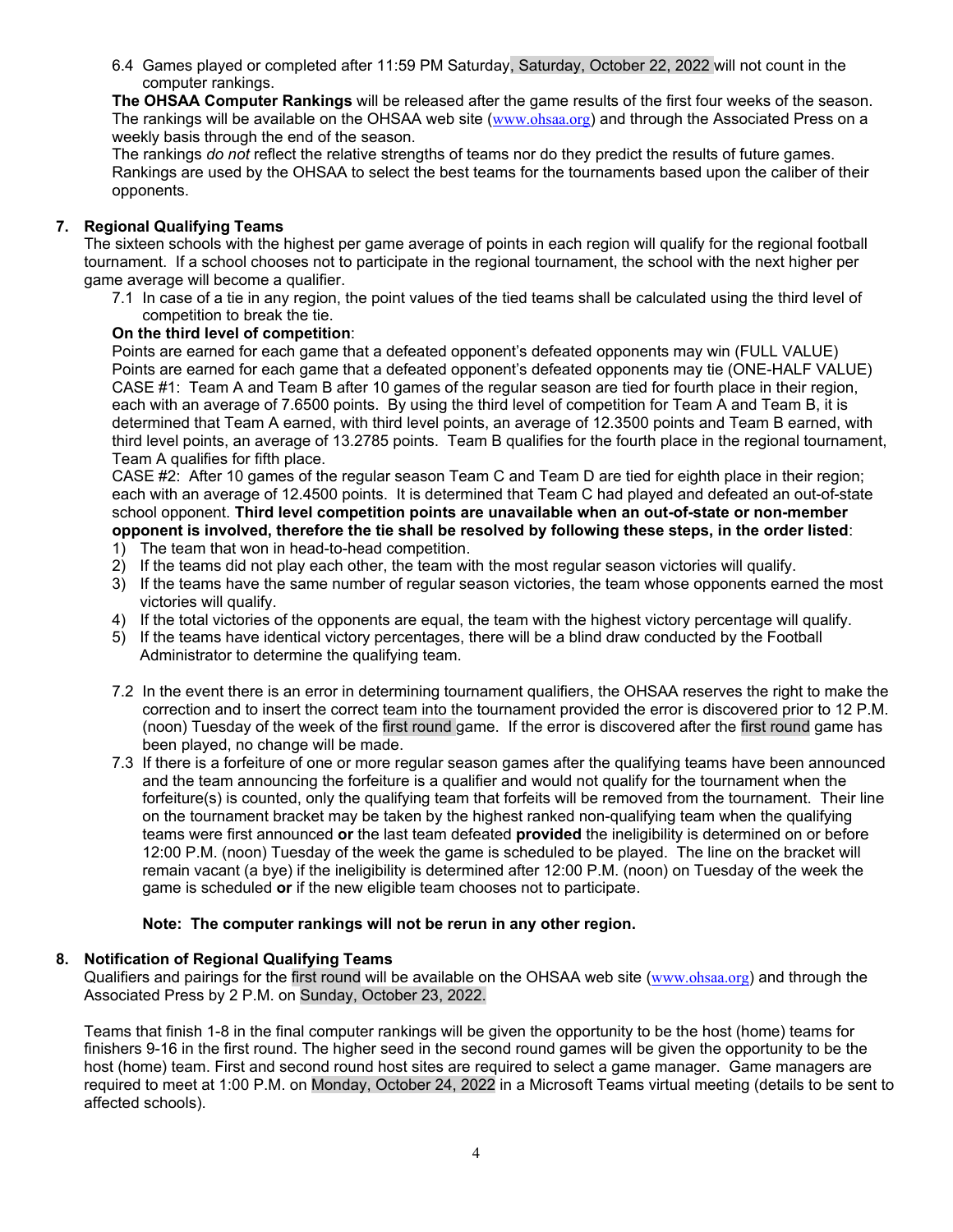6.4 Games played or completed after 11:59 PM Saturday, Saturday, October 22, 2022 will not count in the computer rankings.

**The OHSAA Computer Rankings** will be released after the game results of the first four weeks of the season. The rankings will be available on the OHSAA web site (www.ohsaa.org) and through the Associated Press on a weekly basis through the end of the season.

The rankings *do not* reflect the relative strengths of teams nor do they predict the results of future games. Rankings are used by the OHSAA to select the best teams for the tournaments based upon the caliber of their opponents.

## 7. Regional Qualifying Teams

The sixteen schools with the highest per game average of points in each region will qualify for the regional football tournament. If a school chooses not to participate in the regional tournament, the school with the next higher per game average will become a qualifier.

7.1 In case of a tie in any region, the point values of the tied teams shall be calculated using the third level of competition to break the tie.

**On the third level of competition**:

Points are earned for each game that a defeated opponent's defeated opponents may win (FULL VALUE)
Points are earned for each game that a defeated opponent's defeated opponents may tie (ONE-HALF VALUE)

CASE #1: Team A and Team B after 10 games of the regular season are tied for fourth place in their region, each with an average of 7.6500 points. By using the third level of competition for Team A and Team B, it is determined that Team A earned, with third level points, an average of 12.3500 points and Team B earned, with third level points, an average of 13.2785 points. Team B qualifies for the fourth place in the regional tournament, Team A qualifies for fifth place.

CASE #2: After 10 games of the regular season Team C and Team D are tied for eighth place in their region; each with an average of 12.4500 points. It is determined that Team C had played and defeated an out-of-state school opponent. **Third level competition points are unavailable when an out-of-state or non-member opponent is involved, therefore the tie shall be resolved by following these steps, in the order listed**:

1) The team that won in head-to-head competition.
2) If the teams did not play each other, the team with the most regular season victories will qualify.
3) If the teams have the same number of regular season victories, the team whose opponents earned the most victories will qualify.
4) If the total victories of the opponents are equal, the team with the highest victory percentage will qualify.
5) If the teams have identical victory percentages, there will be a blind draw conducted by the Football Administrator to determine the qualifying team.

7.2 In the event there is an error in determining tournament qualifiers, the OHSAA reserves the right to make the correction and to insert the correct team into the tournament provided the error is discovered prior to 12 P.M. (noon) Tuesday of the week of the first round game. If the error is discovered after the first round game has been played, no change will be made.

7.3 If there is a forfeiture of one or more regular season games after the qualifying teams have been announced and the team announcing the forfeiture is a qualifier and would not qualify for the tournament when the forfeiture(s) is counted, only the qualifying team that forfeits will be removed from the tournament. Their line on the tournament bracket may be taken by the highest ranked non-qualifying team when the qualifying teams were first announced **or** the last team defeated **provided** the ineligibility is determined on or before 12:00 P.M. (noon) Tuesday of the week the game is scheduled to be played. The line on the bracket will remain vacant (a bye) if the ineligibility is determined after 12:00 P.M. (noon) on Tuesday of the week the game is scheduled **or** if the new eligible team chooses not to participate.

**Note: The computer rankings will not be rerun in any other region.**

## 8. Notification of Regional Qualifying Teams

Qualifiers and pairings for the first round will be available on the OHSAA web site (www.ohsaa.org) and through the Associated Press by 2 P.M. on Sunday, October 23, 2022.

Teams that finish 1-8 in the final computer rankings will be given the opportunity to be the host (home) teams for finishers 9-16 in the first round. The higher seed in the second round games will be given the opportunity to be the host (home) team. First and second round host sites are required to select a game manager. Game managers are required to meet at 1:00 P.M. on Monday, October 24, 2022 in a Microsoft Teams virtual meeting (details to be sent to affected schools).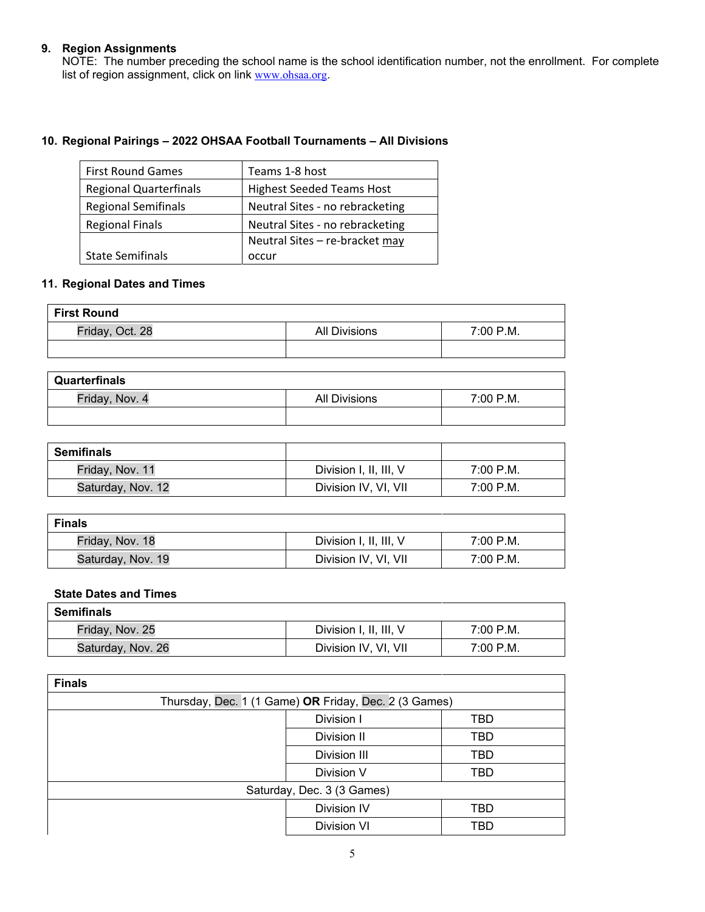## 9. Region Assignments

NOTE: The number preceding the school name is the school identification number, not the enrollment. For complete list of region assignment, click on link www.ohsaa.org.

## 10. Regional Pairings – 2022 OHSAA Football Tournaments – All Divisions

| | |
|---|---|
| First Round Games | Teams 1-8 host |
| Regional Quarterfinals | Highest Seeded Teams Host |
| Regional Semifinals | Neutral Sites - no rebracketing |
| Regional Finals | Neutral Sites - no rebracketing |
| State Semifinals | Neutral Sites – re-bracket may occur |

## 11. Regional Dates and Times

| First Round | | |
|---|---|---|
| Friday, Oct. 28 | All Divisions | 7:00 P.M. |
| | | |

| Quarterfinals | | |
|---|---|---|
| Friday, Nov. 4 | All Divisions | 7:00 P.M. |
| | | |

| Semifinals | | |
|---|---|---|
| Friday, Nov. 11 | Division I, II, III, V | 7:00 P.M. |
| Saturday, Nov. 12 | Division IV, VI, VII | 7:00 P.M. |

| Finals | | |
|---|---|---|
| Friday, Nov. 18 | Division I, II, III, V | 7:00 P.M. |
| Saturday, Nov. 19 | Division IV, VI, VII | 7:00 P.M. |

### State Dates and Times

| Semifinals | | |
|---|---|---|
| Friday, Nov. 25 | Division I, II, III, V | 7:00 P.M. |
| Saturday, Nov. 26 | Division IV, VI, VII | 7:00 P.M. |

| Finals | | |
|---|---|---|
| Thursday, Dec. 1 (1 Game) **OR** Friday, Dec. 2 (3 Games) | | |
| | Division I | TBD |
| | Division II | TBD |
| | Division III | TBD |
| | Division V | TBD |
| Saturday, Dec. 3 (3 Games) | | |
| | Division IV | TBD |
| | Division VI | TBD |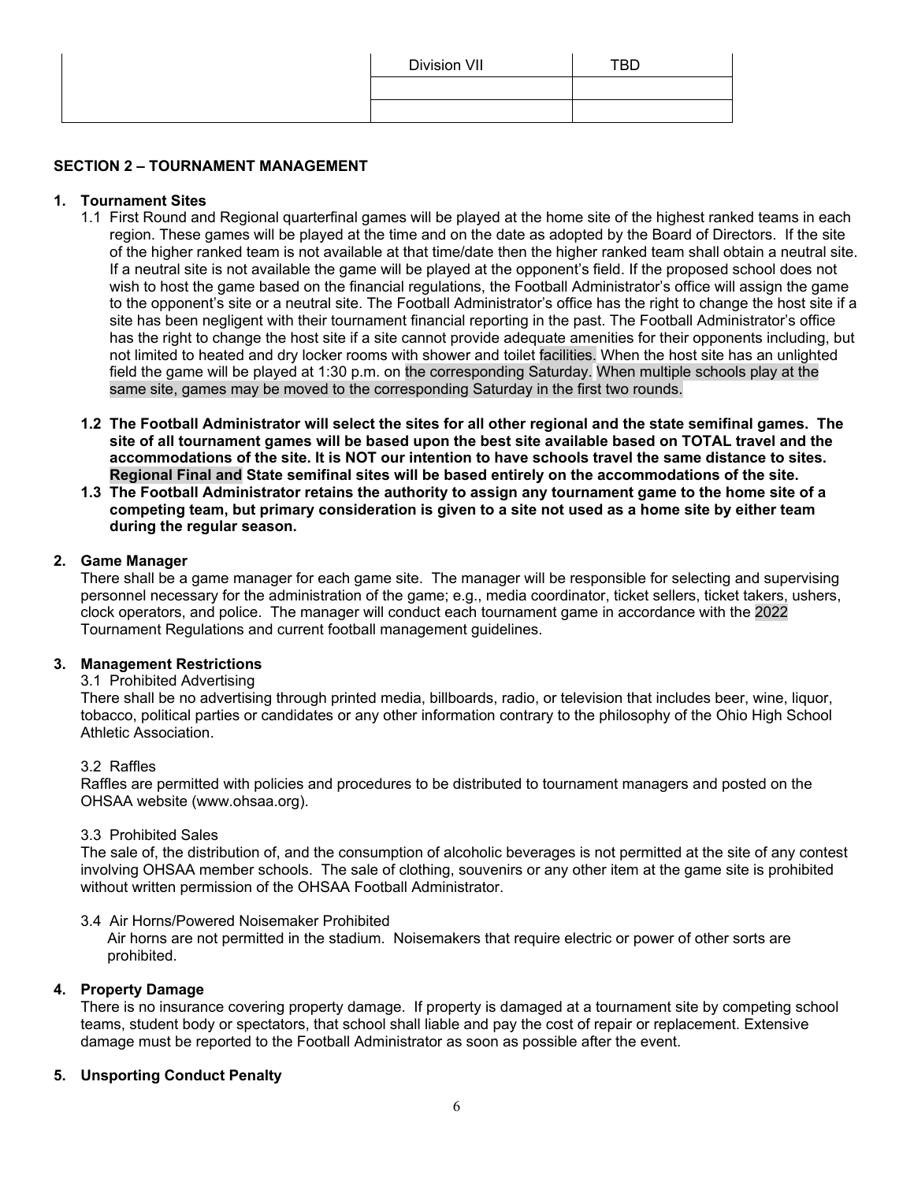| | Division VII | TBD |
|---|---|---|
| | | |
| | | |

**SECTION 2 – TOURNAMENT MANAGEMENT**

1. **Tournament Sites**
   1.1 First Round and Regional quarterfinal games will be played at the home site of the highest ranked teams in each region. These games will be played at the time and on the date as adopted by the Board of Directors. If the site of the higher ranked team is not available at that time/date then the higher ranked team shall obtain a neutral site. If a neutral site is not available the game will be played at the opponent's field. If the proposed school does not wish to host the game based on the financial regulations, the Football Administrator's office will assign the game to the opponent's site or a neutral site. The Football Administrator's office has the right to change the host site if a site has been negligent with their tournament financial reporting in the past. The Football Administrator's office has the right to change the host site if a site cannot provide adequate amenities for their opponents including, but not limited to heated and dry locker rooms with shower and toilet facilities. When the host site has an unlighted field the game will be played at 1:30 p.m. on the corresponding Saturday. When multiple schools play at the same site, games may be moved to the corresponding Saturday in the first two rounds.

   **1.2 The Football Administrator will select the sites for all other regional and the state semifinal games. The site of all tournament games will be based upon the best site available based on TOTAL travel and the accommodations of the site. It is NOT our intention to have schools travel the same distance to sites. Regional Final and State semifinal sites will be based entirely on the accommodations of the site.**

   **1.3 The Football Administrator retains the authority to assign any tournament game to the home site of a competing team, but primary consideration is given to a site not used as a home site by either team during the regular season.**

2. **Game Manager**
   There shall be a game manager for each game site. The manager will be responsible for selecting and supervising personnel necessary for the administration of the game; e.g., media coordinator, ticket sellers, ticket takers, ushers, clock operators, and police. The manager will conduct each tournament game in accordance with the 2022 Tournament Regulations and current football management guidelines.

3. **Management Restrictions**
   3.1 Prohibited Advertising
   There shall be no advertising through printed media, billboards, radio, or television that includes beer, wine, liquor, tobacco, political parties or candidates or any other information contrary to the philosophy of the Ohio High School Athletic Association.

   3.2 Raffles
   Raffles are permitted with policies and procedures to be distributed to tournament managers and posted on the OHSAA website (www.ohsaa.org).

   3.3 Prohibited Sales
   The sale of, the distribution of, and the consumption of alcoholic beverages is not permitted at the site of any contest involving OHSAA member schools. The sale of clothing, souvenirs or any other item at the game site is prohibited without written permission of the OHSAA Football Administrator.

   3.4 Air Horns/Powered Noisemaker Prohibited
   Air horns are not permitted in the stadium. Noisemakers that require electric or power of other sorts are prohibited.

4. **Property Damage**
   There is no insurance covering property damage. If property is damaged at a tournament site by competing school teams, student body or spectators, that school shall liable and pay the cost of repair or replacement. Extensive damage must be reported to the Football Administrator as soon as possible after the event.

5. **Unsporting Conduct Penalty**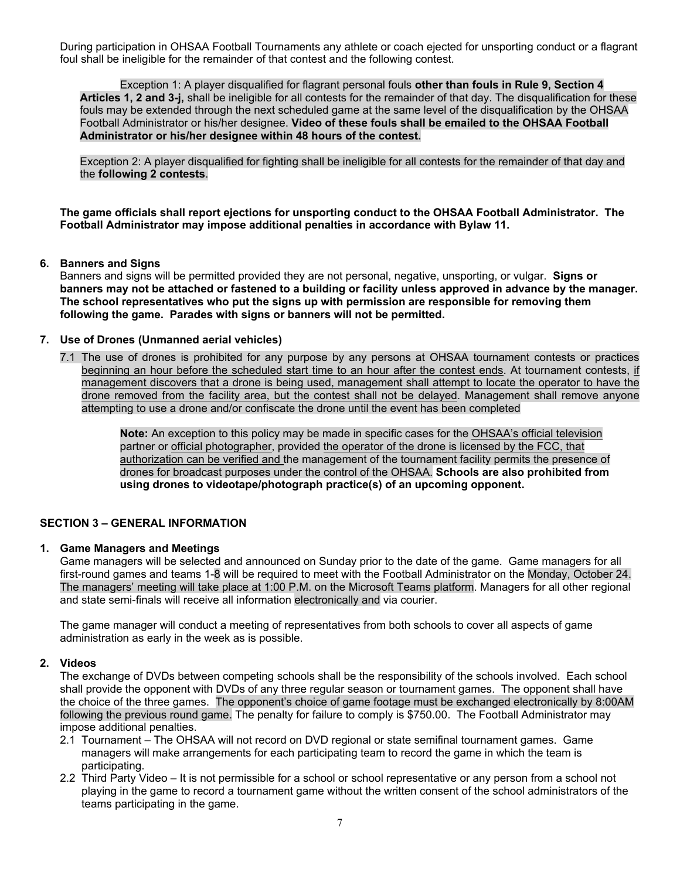During participation in OHSAA Football Tournaments any athlete or coach ejected for unsporting conduct or a flagrant foul shall be ineligible for the remainder of that contest and the following contest.

Exception 1: A player disqualified for flagrant personal fouls **other than fouls in Rule 9, Section 4 Articles 1, 2 and 3-j,** shall be ineligible for all contests for the remainder of that day. The disqualification for these fouls may be extended through the next scheduled game at the same level of the disqualification by the OHSAA Football Administrator or his/her designee. **Video of these fouls shall be emailed to the OHSAA Football Administrator or his/her designee within 48 hours of the contest.**

Exception 2: A player disqualified for fighting shall be ineligible for all contests for the remainder of that day and the **following 2 contests**.

**The game officials shall report ejections for unsporting conduct to the OHSAA Football Administrator. The Football Administrator may impose additional penalties in accordance with Bylaw 11.**

**6. Banners and Signs**

Banners and signs will be permitted provided they are not personal, negative, unsporting, or vulgar. **Signs or banners may not be attached or fastened to a building or facility unless approved in advance by the manager. The school representatives who put the signs up with permission are responsible for removing them following the game. Parades with signs or banners will not be permitted.**

**7. Use of Drones (Unmanned aerial vehicles)**

7.1 The use of drones is prohibited for any purpose by any persons at OHSAA tournament contests or practices beginning an hour before the scheduled start time to an hour after the contest ends. At tournament contests, if management discovers that a drone is being used, management shall attempt to locate the operator to have the drone removed from the facility area, but the contest shall not be delayed. Management shall remove anyone attempting to use a drone and/or confiscate the drone until the event has been completed

> **Note:** An exception to this policy may be made in specific cases for the OHSAA's official television partner or official photographer, provided the operator of the drone is licensed by the FCC, that authorization can be verified and the management of the tournament facility permits the presence of drones for broadcast purposes under the control of the OHSAA. **Schools are also prohibited from using drones to videotape/photograph practice(s) of an upcoming opponent.**

## SECTION 3 – GENERAL INFORMATION

**1. Game Managers and Meetings**

Game managers will be selected and announced on Sunday prior to the date of the game. Game managers for all first-round games and teams 1-8 will be required to meet with the Football Administrator on the Monday, October 24. The managers' meeting will take place at 1:00 P.M. on the Microsoft Teams platform. Managers for all other regional and state semi-finals will receive all information electronically and via courier.

The game manager will conduct a meeting of representatives from both schools to cover all aspects of game administration as early in the week as is possible.

**2. Videos**

The exchange of DVDs between competing schools shall be the responsibility of the schools involved. Each school shall provide the opponent with DVDs of any three regular season or tournament games. The opponent shall have the choice of the three games. The opponent's choice of game footage must be exchanged electronically by 8:00AM following the previous round game. The penalty for failure to comply is $750.00. The Football Administrator may impose additional penalties.

2.1 Tournament – The OHSAA will not record on DVD regional or state semifinal tournament games. Game managers will make arrangements for each participating team to record the game in which the team is participating.

2.2 Third Party Video – It is not permissible for a school or school representative or any person from a school not playing in the game to record a tournament game without the written consent of the school administrators of the teams participating in the game.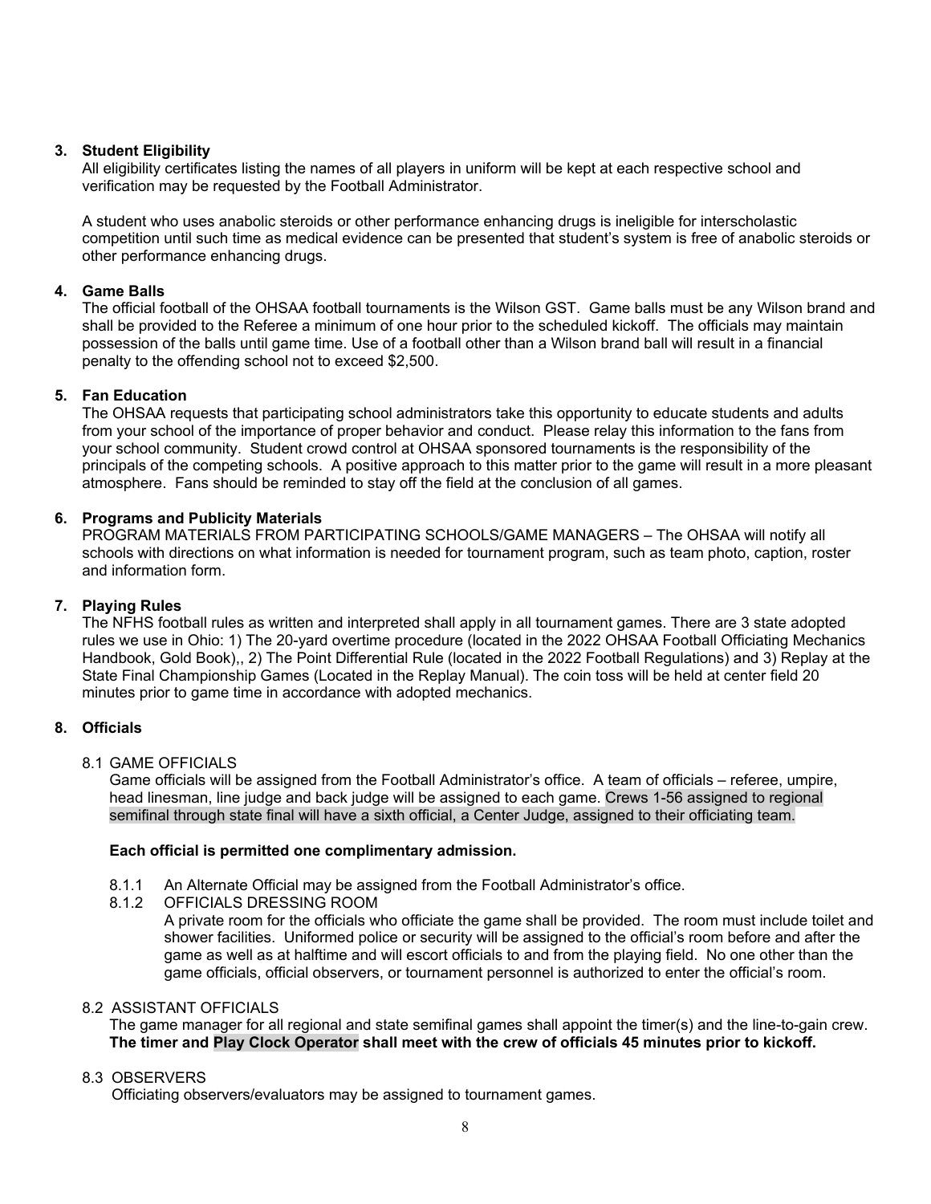### 3. Student Eligibility

All eligibility certificates listing the names of all players in uniform will be kept at each respective school and verification may be requested by the Football Administrator.

A student who uses anabolic steroids or other performance enhancing drugs is ineligible for interscholastic competition until such time as medical evidence can be presented that student's system is free of anabolic steroids or other performance enhancing drugs.

### 4. Game Balls

The official football of the OHSAA football tournaments is the Wilson GST. Game balls must be any Wilson brand and shall be provided to the Referee a minimum of one hour prior to the scheduled kickoff. The officials may maintain possession of the balls until game time. Use of a football other than a Wilson brand ball will result in a financial penalty to the offending school not to exceed $2,500.

### 5. Fan Education

The OHSAA requests that participating school administrators take this opportunity to educate students and adults from your school of the importance of proper behavior and conduct. Please relay this information to the fans from your school community. Student crowd control at OHSAA sponsored tournaments is the responsibility of the principals of the competing schools. A positive approach to this matter prior to the game will result in a more pleasant atmosphere. Fans should be reminded to stay off the field at the conclusion of all games.

### 6. Programs and Publicity Materials

PROGRAM MATERIALS FROM PARTICIPATING SCHOOLS/GAME MANAGERS – The OHSAA will notify all schools with directions on what information is needed for tournament program, such as team photo, caption, roster and information form.

### 7. Playing Rules

The NFHS football rules as written and interpreted shall apply in all tournament games. There are 3 state adopted rules we use in Ohio: 1) The 20-yard overtime procedure (located in the 2022 OHSAA Football Officiating Mechanics Handbook, Gold Book),, 2) The Point Differential Rule (located in the 2022 Football Regulations) and 3) Replay at the State Final Championship Games (Located in the Replay Manual). The coin toss will be held at center field 20 minutes prior to game time in accordance with adopted mechanics.

### 8. Officials

8.1 GAME OFFICIALS

Game officials will be assigned from the Football Administrator's office. A team of officials – referee, umpire, head linesman, line judge and back judge will be assigned to each game. Crews 1-56 assigned to regional semifinal through state final will have a sixth official, a Center Judge, assigned to their officiating team.

**Each official is permitted one complimentary admission.**

8.1.1 An Alternate Official may be assigned from the Football Administrator's office.

8.1.2 OFFICIALS DRESSING ROOM

A private room for the officials who officiate the game shall be provided. The room must include toilet and shower facilities. Uniformed police or security will be assigned to the official's room before and after the game as well as at halftime and will escort officials to and from the playing field. No one other than the game officials, official observers, or tournament personnel is authorized to enter the official's room.

8.2 ASSISTANT OFFICIALS

The game manager for all regional and state semifinal games shall appoint the timer(s) and the line-to-gain crew. **The timer and Play Clock Operator shall meet with the crew of officials 45 minutes prior to kickoff.**

8.3 OBSERVERS

Officiating observers/evaluators may be assigned to tournament games.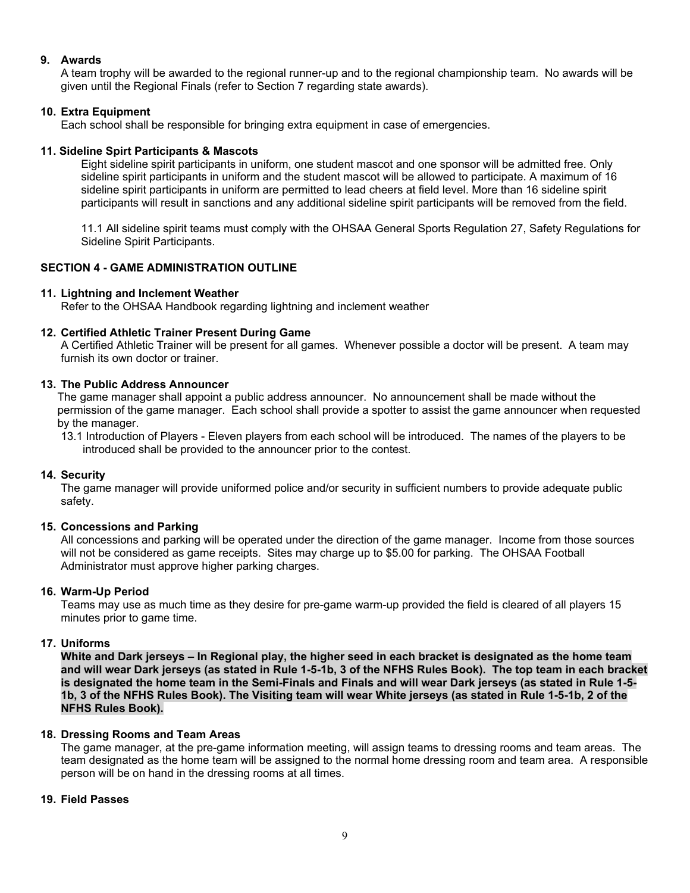**9. Awards**

A team trophy will be awarded to the regional runner-up and to the regional championship team. No awards will be given until the Regional Finals (refer to Section 7 regarding state awards).

**10. Extra Equipment**

Each school shall be responsible for bringing extra equipment in case of emergencies.

**11. Sideline Spirt Participants & Mascots**

Eight sideline spirit participants in uniform, one student mascot and one sponsor will be admitted free. Only sideline spirit participants in uniform and the student mascot will be allowed to participate. A maximum of 16 sideline spirit participants in uniform are permitted to lead cheers at field level. More than 16 sideline spirit participants will result in sanctions and any additional sideline spirit participants will be removed from the field.

11.1 All sideline spirit teams must comply with the OHSAA General Sports Regulation 27, Safety Regulations for Sideline Spirit Participants.

## SECTION 4 - GAME ADMINISTRATION OUTLINE

**11. Lightning and Inclement Weather**

Refer to the OHSAA Handbook regarding lightning and inclement weather

**12. Certified Athletic Trainer Present During Game**

A Certified Athletic Trainer will be present for all games. Whenever possible a doctor will be present. A team may furnish its own doctor or trainer.

**13. The Public Address Announcer**

The game manager shall appoint a public address announcer. No announcement shall be made without the permission of the game manager. Each school shall provide a spotter to assist the game announcer when requested by the manager.

13.1 Introduction of Players - Eleven players from each school will be introduced. The names of the players to be introduced shall be provided to the announcer prior to the contest.

**14. Security**

The game manager will provide uniformed police and/or security in sufficient numbers to provide adequate public safety.

**15. Concessions and Parking**

All concessions and parking will be operated under the direction of the game manager. Income from those sources will not be considered as game receipts. Sites may charge up to $5.00 for parking. The OHSAA Football Administrator must approve higher parking charges.

**16. Warm-Up Period**

Teams may use as much time as they desire for pre-game warm-up provided the field is cleared of all players 15 minutes prior to game time.

**17. Uniforms**

**White and Dark jerseys – In Regional play, the higher seed in each bracket is designated as the home team and will wear Dark jerseys (as stated in Rule 1-5-1b, 3 of the NFHS Rules Book). The top team in each bracket is designated the home team in the Semi-Finals and Finals and will wear Dark jerseys (as stated in Rule 1-5-1b, 3 of the NFHS Rules Book). The Visiting team will wear White jerseys (as stated in Rule 1-5-1b, 2 of the NFHS Rules Book).**

**18. Dressing Rooms and Team Areas**

The game manager, at the pre-game information meeting, will assign teams to dressing rooms and team areas. The team designated as the home team will be assigned to the normal home dressing room and team area. A responsible person will be on hand in the dressing rooms at all times.

**19. Field Passes**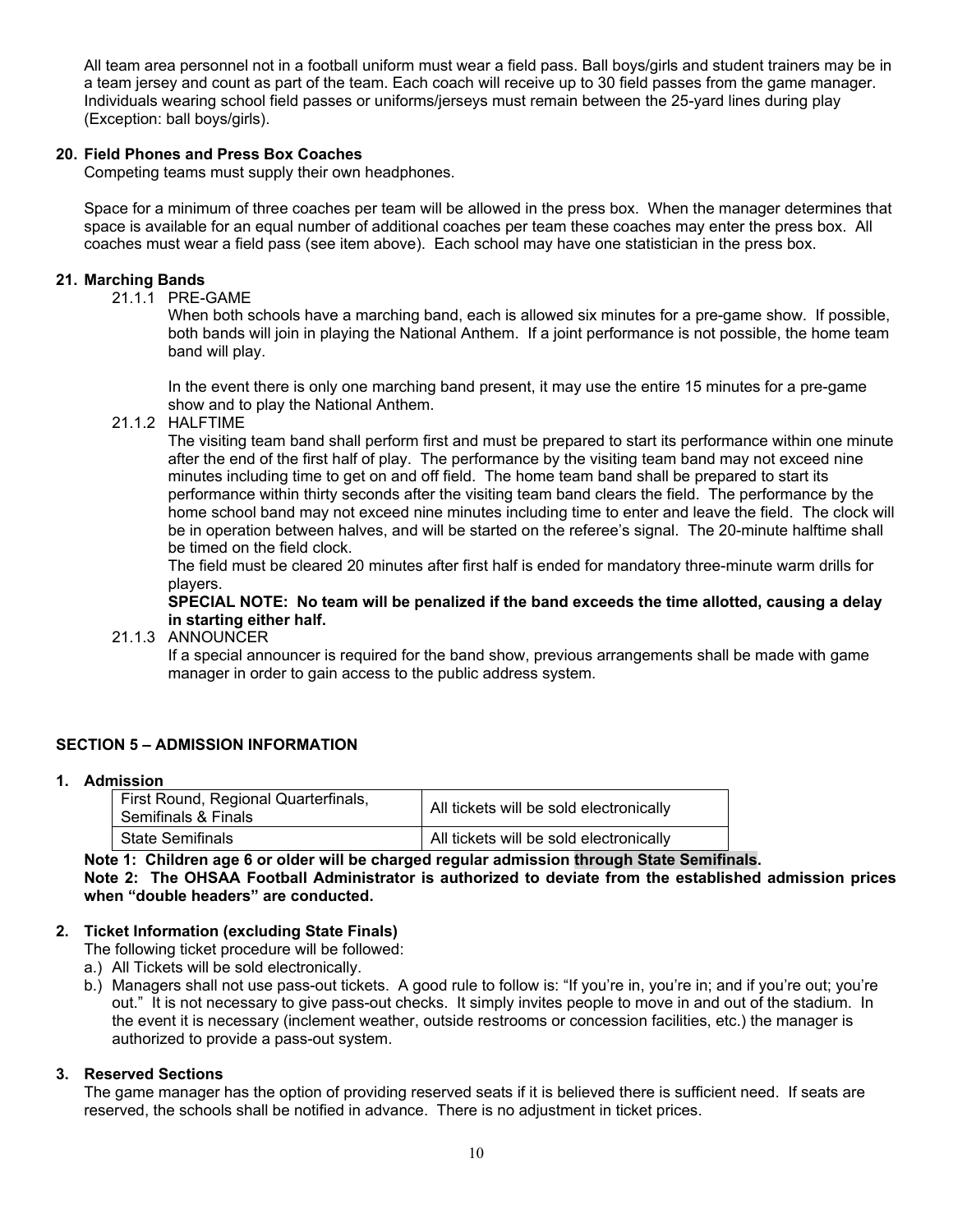All team area personnel not in a football uniform must wear a field pass. Ball boys/girls and student trainers may be in a team jersey and count as part of the team. Each coach will receive up to 30 field passes from the game manager. Individuals wearing school field passes or uniforms/jerseys must remain between the 25-yard lines during play (Exception: ball boys/girls).

**20. Field Phones and Press Box Coaches**

Competing teams must supply their own headphones.

Space for a minimum of three coaches per team will be allowed in the press box. When the manager determines that space is available for an equal number of additional coaches per team these coaches may enter the press box. All coaches must wear a field pass (see item above). Each school may have one statistician in the press box.

**21. Marching Bands**

21.1.1 PRE-GAME

When both schools have a marching band, each is allowed six minutes for a pre-game show. If possible, both bands will join in playing the National Anthem. If a joint performance is not possible, the home team band will play.

In the event there is only one marching band present, it may use the entire 15 minutes for a pre-game show and to play the National Anthem.

21.1.2 HALFTIME

The visiting team band shall perform first and must be prepared to start its performance within one minute after the end of the first half of play. The performance by the visiting team band may not exceed nine minutes including time to get on and off field. The home team band shall be prepared to start its performance within thirty seconds after the visiting team band clears the field. The performance by the home school band may not exceed nine minutes including time to enter and leave the field. The clock will be in operation between halves, and will be started on the referee's signal. The 20-minute halftime shall be timed on the field clock.

The field must be cleared 20 minutes after first half is ended for mandatory three-minute warm drills for players.

**SPECIAL NOTE: No team will be penalized if the band exceeds the time allotted, causing a delay in starting either half.**

21.1.3 ANNOUNCER

If a special announcer is required for the band show, previous arrangements shall be made with game manager in order to gain access to the public address system.

## SECTION 5 – ADMISSION INFORMATION

**1. Admission**

| First Round, Regional Quarterfinals, Semifinals & Finals | All tickets will be sold electronically |
|---|---|
| State Semifinals | All tickets will be sold electronically |

**Note 1: Children age 6 or older will be charged regular admission through State Semifinals.**
**Note 2: The OHSAA Football Administrator is authorized to deviate from the established admission prices when "double headers" are conducted.**

**2. Ticket Information (excluding State Finals)**

The following ticket procedure will be followed:

a.) All Tickets will be sold electronically.

b.) Managers shall not use pass-out tickets. A good rule to follow is: "If you're in, you're in; and if you're out; you're out." It is not necessary to give pass-out checks. It simply invites people to move in and out of the stadium. In the event it is necessary (inclement weather, outside restrooms or concession facilities, etc.) the manager is authorized to provide a pass-out system.

**3. Reserved Sections**

The game manager has the option of providing reserved seats if it is believed there is sufficient need. If seats are reserved, the schools shall be notified in advance. There is no adjustment in ticket prices.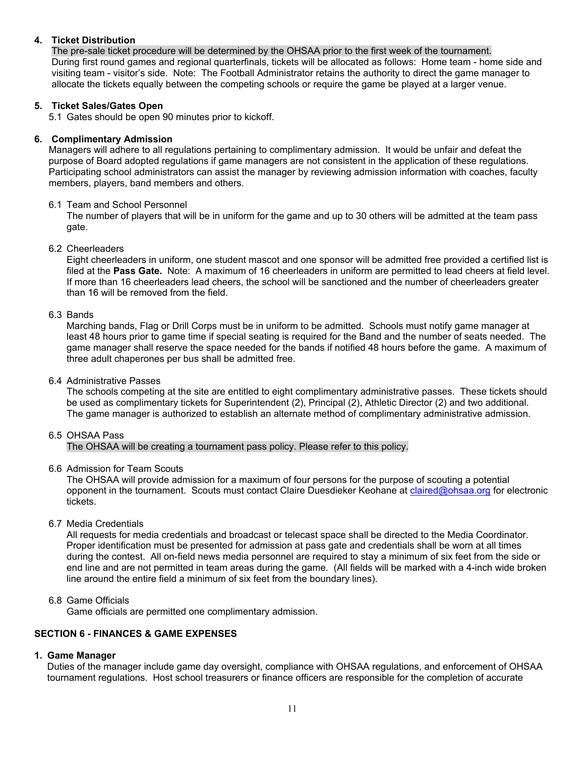4. **Ticket Distribution**

The pre-sale ticket procedure will be determined by the OHSAA prior to the first week of the tournament. During first round games and regional quarterfinals, tickets will be allocated as follows: Home team - home side and visiting team - visitor's side. Note: The Football Administrator retains the authority to direct the game manager to allocate the tickets equally between the competing schools or require the game be played at a larger venue.

5. **Ticket Sales/Gates Open**

5.1 Gates should be open 90 minutes prior to kickoff.

6. **Complimentary Admission**

Managers will adhere to all regulations pertaining to complimentary admission. It would be unfair and defeat the purpose of Board adopted regulations if game managers are not consistent in the application of these regulations. Participating school administrators can assist the manager by reviewing admission information with coaches, faculty members, players, band members and others.

6.1 Team and School Personnel

The number of players that will be in uniform for the game and up to 30 others will be admitted at the team pass gate.

6.2 Cheerleaders

Eight cheerleaders in uniform, one student mascot and one sponsor will be admitted free provided a certified list is filed at the **Pass Gate.** Note: A maximum of 16 cheerleaders in uniform are permitted to lead cheers at field level. If more than 16 cheerleaders lead cheers, the school will be sanctioned and the number of cheerleaders greater than 16 will be removed from the field.

6.3 Bands

Marching bands, Flag or Drill Corps must be in uniform to be admitted. Schools must notify game manager at least 48 hours prior to game time if special seating is required for the Band and the number of seats needed. The game manager shall reserve the space needed for the bands if notified 48 hours before the game. A maximum of three adult chaperones per bus shall be admitted free.

6.4 Administrative Passes

The schools competing at the site are entitled to eight complimentary administrative passes. These tickets should be used as complimentary tickets for Superintendent (2), Principal (2), Athletic Director (2) and two additional. The game manager is authorized to establish an alternate method of complimentary administrative admission.

6.5 OHSAA Pass

The OHSAA will be creating a tournament pass policy. Please refer to this policy.

6.6 Admission for Team Scouts

The OHSAA will provide admission for a maximum of four persons for the purpose of scouting a potential opponent in the tournament. Scouts must contact Claire Duesdieker Keohane at claired@ohsaa.org for electronic tickets.

6.7 Media Credentials

All requests for media credentials and broadcast or telecast space shall be directed to the Media Coordinator. Proper identification must be presented for admission at pass gate and credentials shall be worn at all times during the contest. All on-field news media personnel are required to stay a minimum of six feet from the side or end line and are not permitted in team areas during the game. (All fields will be marked with a 4-inch wide broken line around the entire field a minimum of six feet from the boundary lines).

6.8 Game Officials

Game officials are permitted one complimentary admission.

## SECTION 6 - FINANCES & GAME EXPENSES

1. **Game Manager**

Duties of the manager include game day oversight, compliance with OHSAA regulations, and enforcement of OHSAA tournament regulations. Host school treasurers or finance officers are responsible for the completion of accurate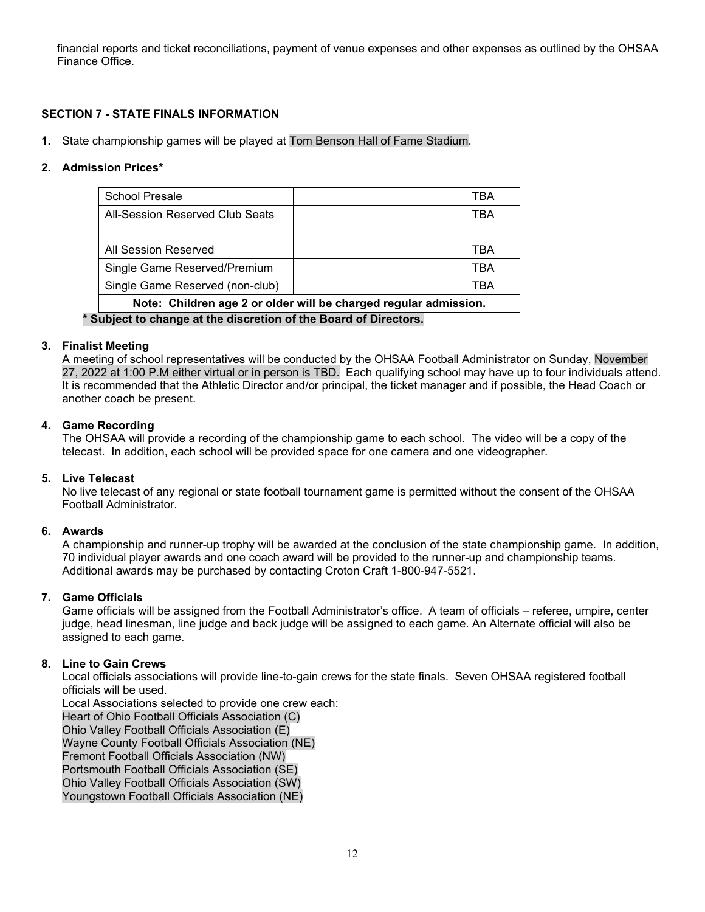financial reports and ticket reconciliations, payment of venue expenses and other expenses as outlined by the OHSAA Finance Office.

## SECTION 7 - STATE FINALS INFORMATION

1. State championship games will be played at Tom Benson Hall of Fame Stadium.

2. **Admission Prices***

| | |
|---|---|
| School Presale | TBA |
| All-Session Reserved Club Seats | TBA |
| | |
| All Session Reserved | TBA |
| Single Game Reserved/Premium | TBA |
| Single Game Reserved (non-club) | TBA |
| **Note: Children age 2 or older will be charged regular admission.** | |

**\* Subject to change at the discretion of the Board of Directors.**

3. **Finalist Meeting**
A meeting of school representatives will be conducted by the OHSAA Football Administrator on Sunday, November 27, 2022 at 1:00 P.M either virtual or in person is TBD. Each qualifying school may have up to four individuals attend. It is recommended that the Athletic Director and/or principal, the ticket manager and if possible, the Head Coach or another coach be present.

4. **Game Recording**
The OHSAA will provide a recording of the championship game to each school. The video will be a copy of the telecast. In addition, each school will be provided space for one camera and one videographer.

5. **Live Telecast**
No live telecast of any regional or state football tournament game is permitted without the consent of the OHSAA Football Administrator.

6. **Awards**
A championship and runner-up trophy will be awarded at the conclusion of the state championship game. In addition, 70 individual player awards and one coach award will be provided to the runner-up and championship teams. Additional awards may be purchased by contacting Croton Craft 1-800-947-5521.

7. **Game Officials**
Game officials will be assigned from the Football Administrator's office. A team of officials – referee, umpire, center judge, head linesman, line judge and back judge will be assigned to each game. An Alternate official will also be assigned to each game.

8. **Line to Gain Crews**
Local officials associations will provide line-to-gain crews for the state finals. Seven OHSAA registered football officials will be used.
Local Associations selected to provide one crew each:
Heart of Ohio Football Officials Association (C)
Ohio Valley Football Officials Association (E)
Wayne County Football Officials Association (NE)
Fremont Football Officials Association (NW)
Portsmouth Football Officials Association (SE)
Ohio Valley Football Officials Association (SW)
Youngstown Football Officials Association (NE)